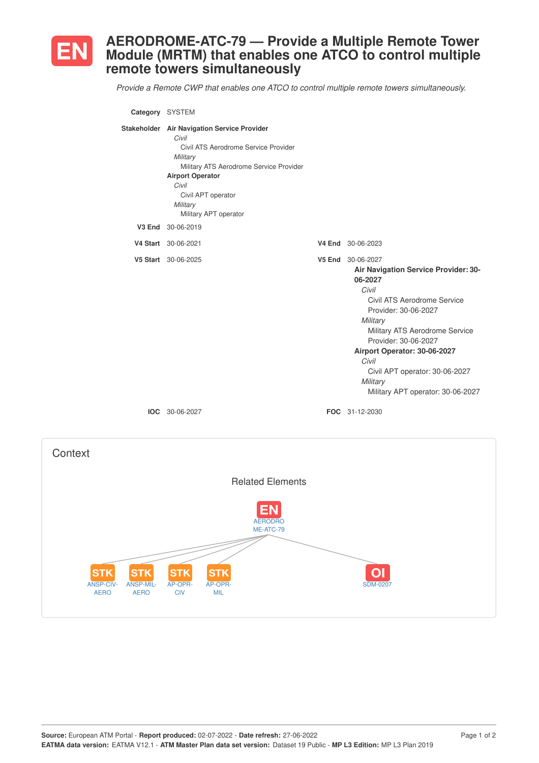# EN AERODROME-ATC-79 — Provide a Multiple Remote Tower Module (MRTM) that enables one ATCO to control multiple remote towers simultaneously

*Provide a Remote CWP that enables one ATCO to control multiple remote towers simultaneously.*

**Category** SYSTEM

**Stakeholder**
- **Air Navigation Service Provider**
  - *Civil*
    - Civil ATS Aerodrome Service Provider
  - *Military*
    - Military ATS Aerodrome Service Provider
- **Airport Operator**
  - *Civil*
    - Civil APT operator
  - *Military*
    - Military APT operator

**V3 End** 30-06-2019

**V4 Start** 30-06-2021

**V4 End** 30-06-2023

**V5 Start** 30-06-2025

**V5 End** 30-06-2027
- **Air Navigation Service Provider: 30-06-2027**
  - *Civil*
    - Civil ATS Aerodrome Service Provider: 30-06-2027
  - *Military*
    - Military ATS Aerodrome Service Provider: 30-06-2027
- **Airport Operator: 30-06-2027**
  - *Civil*
    - Civil APT operator: 30-06-2027
  - *Military*
    - Military APT operator: 30-06-2027

**IOC** 30-06-2027

**FOC** 31-12-2030

## Context

### Related Elements

- EN AERODROME-ATC-79
  - STK ANSP-CIV-AERO
  - STK ANSP-MIL-AERO
  - STK AP-OPR-CIV
  - STK AP-OPR-MIL
  - OI SDM-0207

**Source:** European ATM Portal - **Report produced:** 02-07-2022 - **Date refresh:** 27-06-2022
**EATMA data version:** EATMA V12.1 - **ATM Master Plan data set version:** Dataset 19 Public - **MP L3 Edition:** MP L3 Plan 2019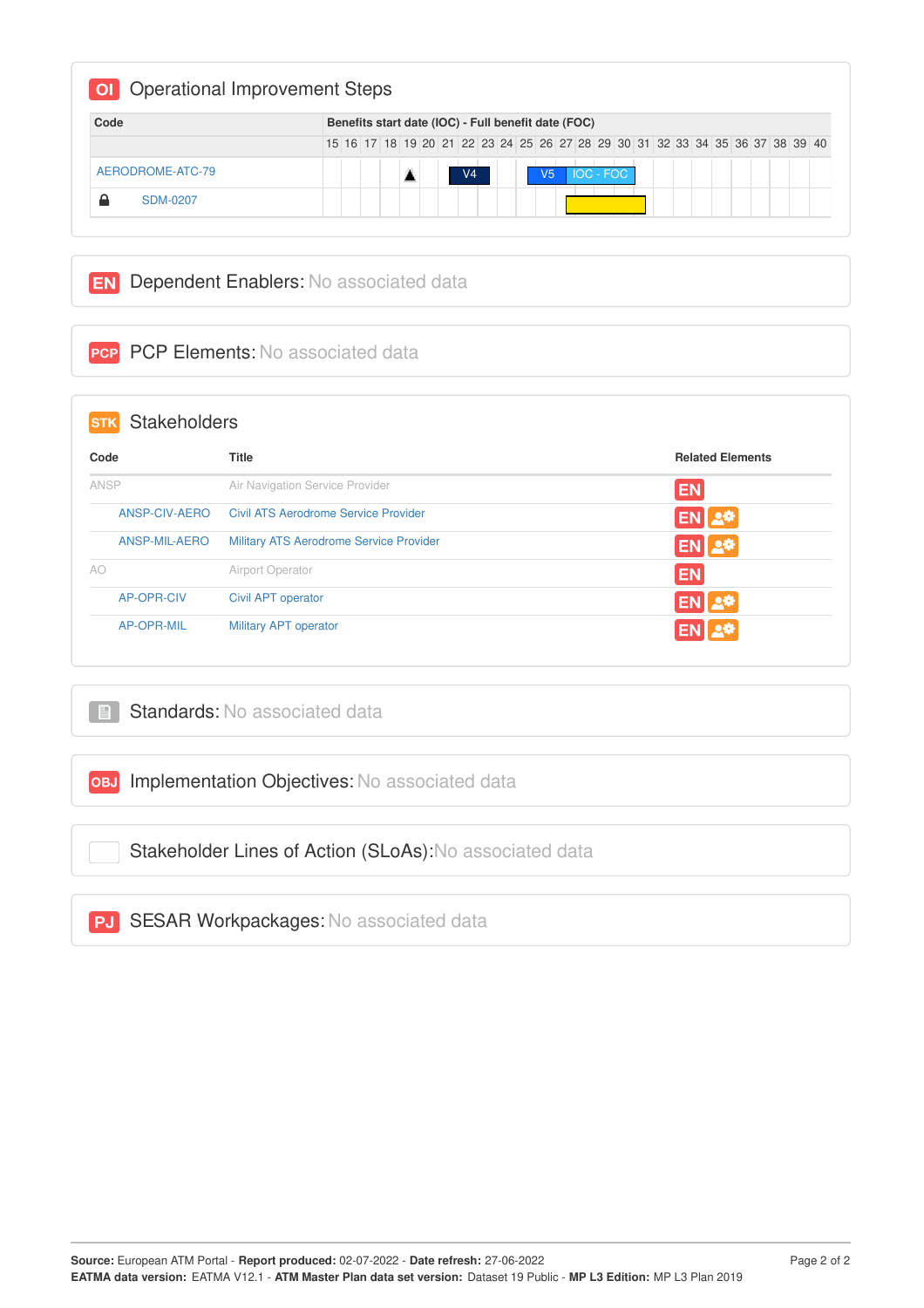## OI Operational Improvement Steps

| Code | Benefits start date (IOC) - Full benefit date (FOC) |
| --- | --- |
| | 15 16 17 18 19 20 21 22 23 24 25 26 27 28 29 30 31 32 33 34 35 36 37 38 39 40 |
| AERODROME-ATC-79 | V4 V5 IOC - FOC |
| SDM-0207 | |

## EN Dependent Enablers: No associated data

## PCP PCP Elements: No associated data

## STK Stakeholders

| Code | Title | Related Elements |
| --- | --- | --- |
| ANSP | Air Navigation Service Provider | EN |
| ANSP-CIV-AERO | Civil ATS Aerodrome Service Provider | EN |
| ANSP-MIL-AERO | Military ATS Aerodrome Service Provider | EN |
| AO | Airport Operator | EN |
| AP-OPR-CIV | Civil APT operator | EN |
| AP-OPR-MIL | Military APT operator | EN |

## Standards: No associated data

## OBJ Implementation Objectives: No associated data

## Stakeholder Lines of Action (SLoAs): No associated data

## PJ SESAR Workpackages: No associated data

**Source:** European ATM Portal - **Report produced:** 02-07-2022 - **Date refresh:** 27-06-2022
**EATMA data version:** EATMA V12.1 - **ATM Master Plan data set version:** Dataset 19 Public - **MP L3 Edition:** MP L3 Plan 2019